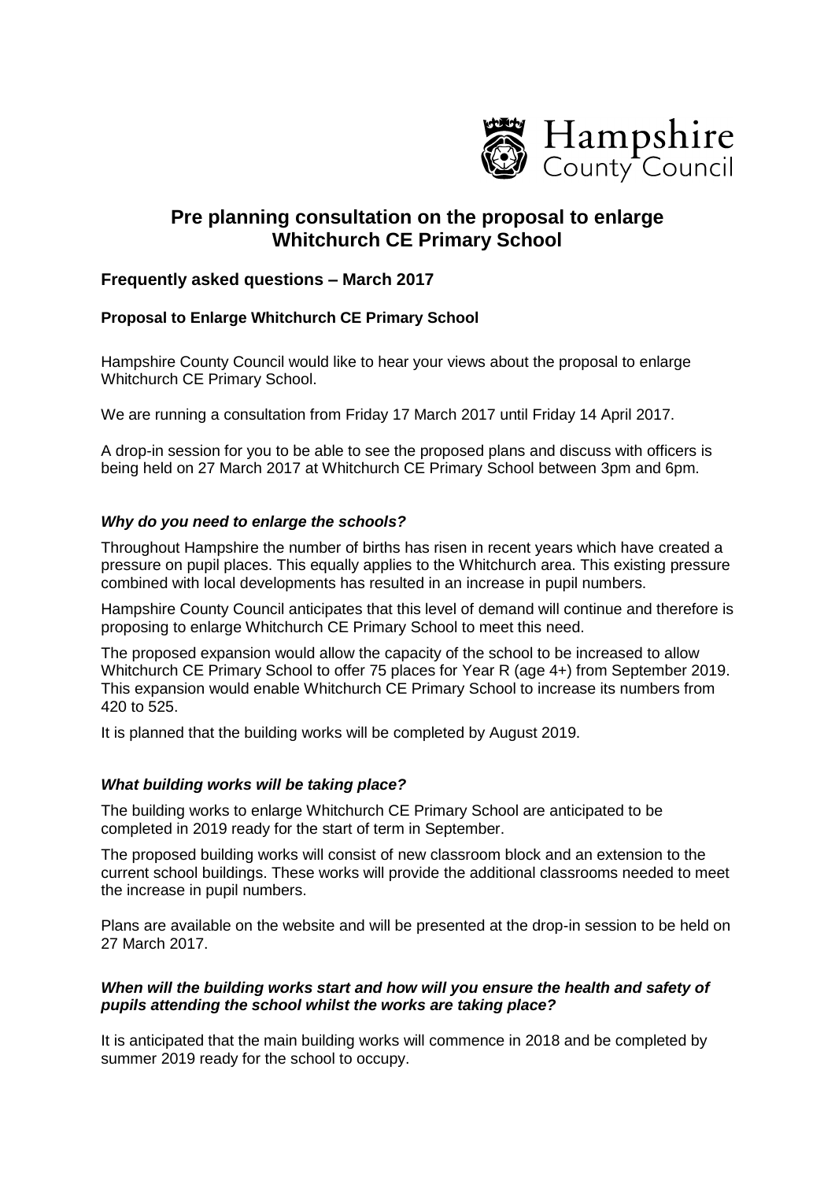Hampshire County Council

# Pre planning consultation on the proposal to enlarge Whitchurch CE Primary School

## Frequently asked questions – March 2017

### Proposal to Enlarge Whitchurch CE Primary School

Hampshire County Council would like to hear your views about the proposal to enlarge Whitchurch CE Primary School.

We are running a consultation from Friday 17 March 2017 until Friday 14 April 2017.

A drop-in session for you to be able to see the proposed plans and discuss with officers is being held on 27 March 2017 at Whitchurch CE Primary School between 3pm and 6pm.

#### *Why do you need to enlarge the schools?*

Throughout Hampshire the number of births has risen in recent years which have created a pressure on pupil places. This equally applies to the Whitchurch area. This existing pressure combined with local developments has resulted in an increase in pupil numbers.

Hampshire County Council anticipates that this level of demand will continue and therefore is proposing to enlarge Whitchurch CE Primary School to meet this need.

The proposed expansion would allow the capacity of the school to be increased to allow Whitchurch CE Primary School to offer 75 places for Year R (age 4+) from September 2019. This expansion would enable Whitchurch CE Primary School to increase its numbers from 420 to 525.

It is planned that the building works will be completed by August 2019.

#### *What building works will be taking place?*

The building works to enlarge Whitchurch CE Primary School are anticipated to be completed in 2019 ready for the start of term in September.

The proposed building works will consist of new classroom block and an extension to the current school buildings. These works will provide the additional classrooms needed to meet the increase in pupil numbers.

Plans are available on the website and will be presented at the drop-in session to be held on 27 March 2017.

#### *When will the building works start and how will you ensure the health and safety of pupils attending the school whilst the works are taking place?*

It is anticipated that the main building works will commence in 2018 and be completed by summer 2019 ready for the school to occupy.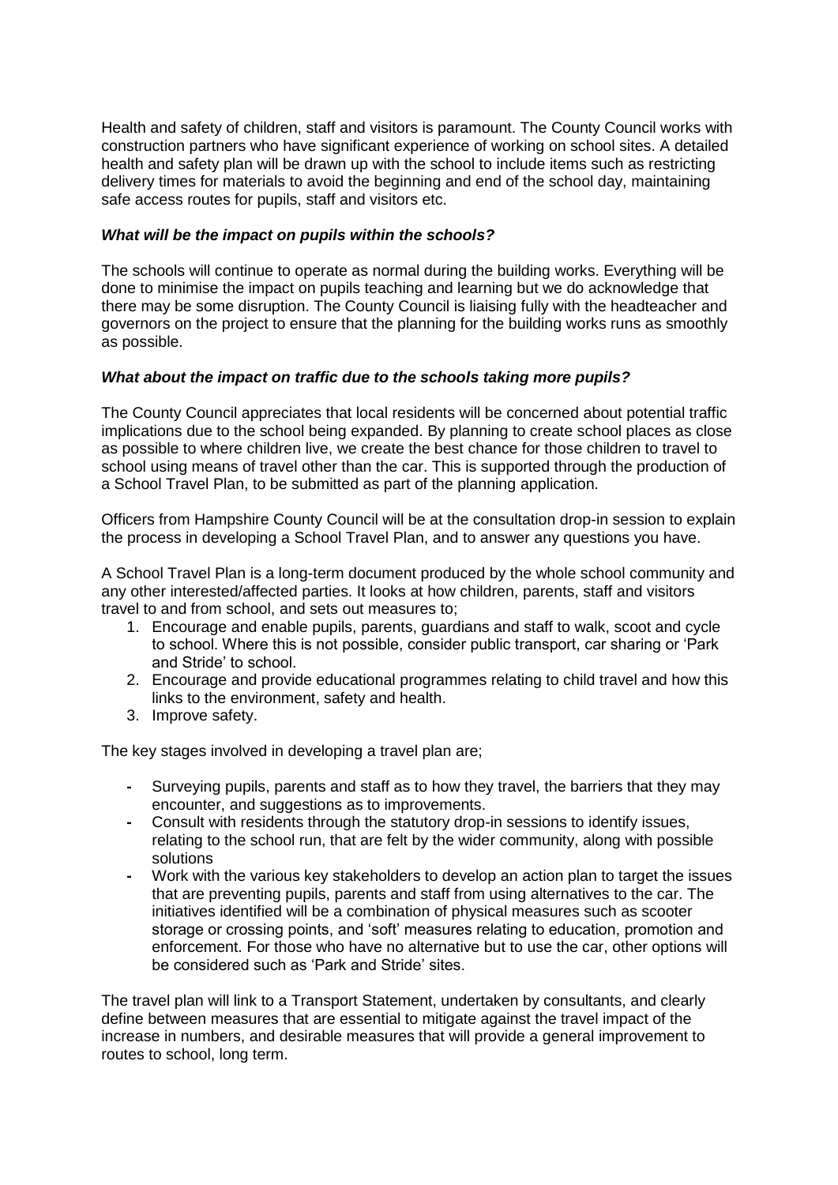Health and safety of children, staff and visitors is paramount. The County Council works with construction partners who have significant experience of working on school sites. A detailed health and safety plan will be drawn up with the school to include items such as restricting delivery times for materials to avoid the beginning and end of the school day, maintaining safe access routes for pupils, staff and visitors etc.

***What will be the impact on pupils within the schools?***

The schools will continue to operate as normal during the building works. Everything will be done to minimise the impact on pupils teaching and learning but we do acknowledge that there may be some disruption. The County Council is liaising fully with the headteacher and governors on the project to ensure that the planning for the building works runs as smoothly as possible.

***What about the impact on traffic due to the schools taking more pupils?***

The County Council appreciates that local residents will be concerned about potential traffic implications due to the school being expanded. By planning to create school places as close as possible to where children live, we create the best chance for those children to travel to school using means of travel other than the car. This is supported through the production of a School Travel Plan, to be submitted as part of the planning application.

Officers from Hampshire County Council will be at the consultation drop-in session to explain the process in developing a School Travel Plan, and to answer any questions you have.

A School Travel Plan is a long-term document produced by the whole school community and any other interested/affected parties. It looks at how children, parents, staff and visitors travel to and from school, and sets out measures to;

1. Encourage and enable pupils, parents, guardians and staff to walk, scoot and cycle to school. Where this is not possible, consider public transport, car sharing or 'Park and Stride' to school.
2. Encourage and provide educational programmes relating to child travel and how this links to the environment, safety and health.
3. Improve safety.

The key stages involved in developing a travel plan are;

- Surveying pupils, parents and staff as to how they travel, the barriers that they may encounter, and suggestions as to improvements.
- Consult with residents through the statutory drop-in sessions to identify issues, relating to the school run, that are felt by the wider community, along with possible solutions
- Work with the various key stakeholders to develop an action plan to target the issues that are preventing pupils, parents and staff from using alternatives to the car. The initiatives identified will be a combination of physical measures such as scooter storage or crossing points, and 'soft' measures relating to education, promotion and enforcement. For those who have no alternative but to use the car, other options will be considered such as 'Park and Stride' sites.

The travel plan will link to a Transport Statement, undertaken by consultants, and clearly define between measures that are essential to mitigate against the travel impact of the increase in numbers, and desirable measures that will provide a general improvement to routes to school, long term.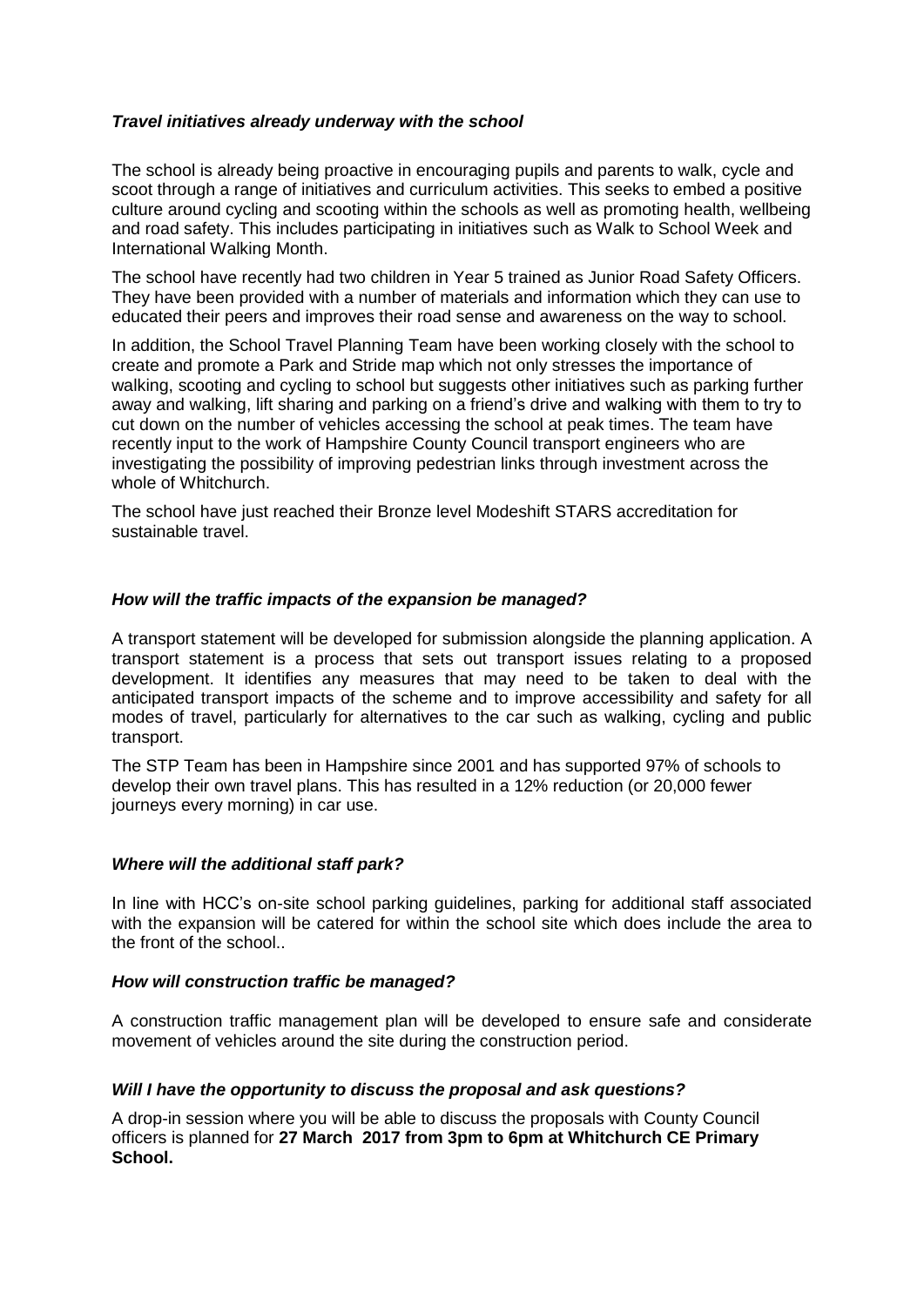### *Travel initiatives already underway with the school*

The school is already being proactive in encouraging pupils and parents to walk, cycle and scoot through a range of initiatives and curriculum activities. This seeks to embed a positive culture around cycling and scooting within the schools as well as promoting health, wellbeing and road safety. This includes participating in initiatives such as Walk to School Week and International Walking Month.

The school have recently had two children in Year 5 trained as Junior Road Safety Officers. They have been provided with a number of materials and information which they can use to educated their peers and improves their road sense and awareness on the way to school.

In addition, the School Travel Planning Team have been working closely with the school to create and promote a Park and Stride map which not only stresses the importance of walking, scooting and cycling to school but suggests other initiatives such as parking further away and walking, lift sharing and parking on a friend's drive and walking with them to try to cut down on the number of vehicles accessing the school at peak times. The team have recently input to the work of Hampshire County Council transport engineers who are investigating the possibility of improving pedestrian links through investment across the whole of Whitchurch.

The school have just reached their Bronze level Modeshift STARS accreditation for sustainable travel.

### *How will the traffic impacts of the expansion be managed?*

A transport statement will be developed for submission alongside the planning application. A transport statement is a process that sets out transport issues relating to a proposed development. It identifies any measures that may need to be taken to deal with the anticipated transport impacts of the scheme and to improve accessibility and safety for all modes of travel, particularly for alternatives to the car such as walking, cycling and public transport.

The STP Team has been in Hampshire since 2001 and has supported 97% of schools to develop their own travel plans. This has resulted in a 12% reduction (or 20,000 fewer journeys every morning) in car use.

### *Where will the additional staff park?*

In line with HCC's on-site school parking guidelines, parking for additional staff associated with the expansion will be catered for within the school site which does include the area to the front of the school..

### *How will construction traffic be managed?*

A construction traffic management plan will be developed to ensure safe and considerate movement of vehicles around the site during the construction period.

### *Will I have the opportunity to discuss the proposal and ask questions?*

A drop-in session where you will be able to discuss the proposals with County Council officers is planned for **27 March 2017 from 3pm to 6pm at Whitchurch CE Primary School.**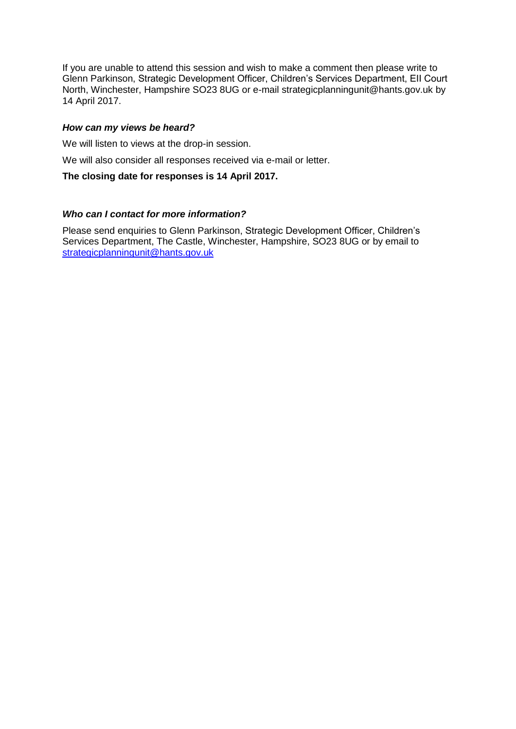If you are unable to attend this session and wish to make a comment then please write to Glenn Parkinson, Strategic Development Officer, Children's Services Department, EII Court North, Winchester, Hampshire SO23 8UG or e-mail strategicplanningunit@hants.gov.uk by 14 April 2017.

### ***How can my views be heard?***

We will listen to views at the drop-in session.

We will also consider all responses received via e-mail or letter.

**The closing date for responses is 14 April 2017.**

### ***Who can I contact for more information?***

Please send enquiries to Glenn Parkinson, Strategic Development Officer, Children's Services Department, The Castle, Winchester, Hampshire, SO23 8UG or by email to strategicplanningunit@hants.gov.uk